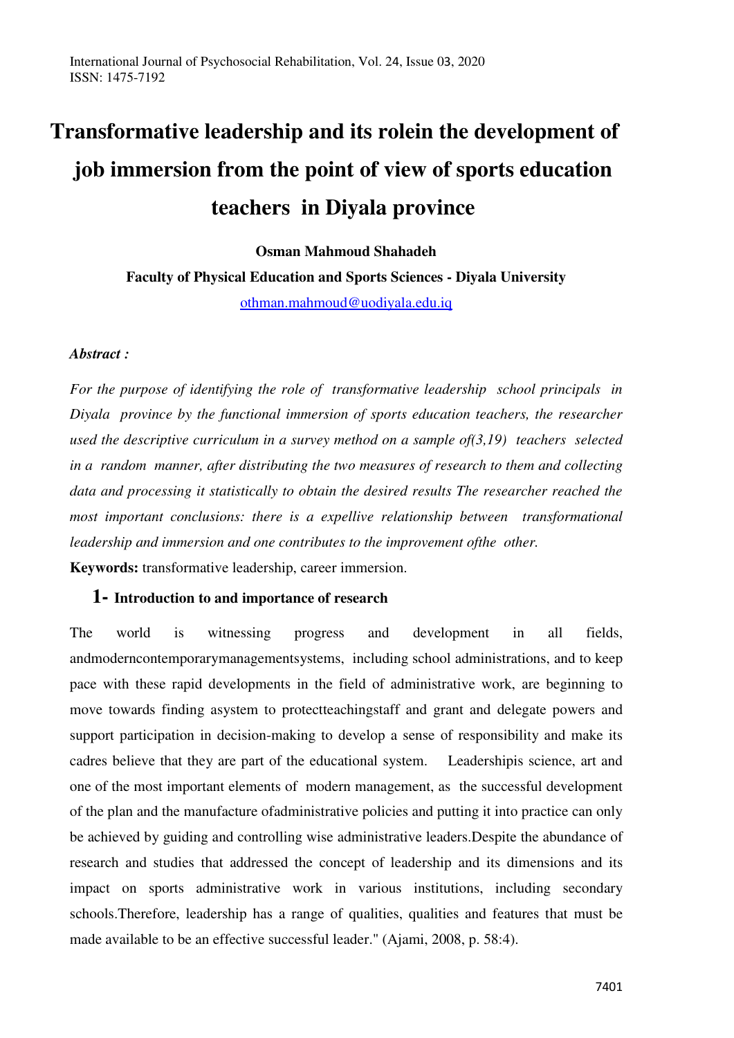# Transformative leadership and its rolein the development of job immersion from the point of view of sports education teachers in Diyala province

**Osman Mahmoud Shahadeh**

**Faculty of Physical Education and Sports Sciences - Diyala University**

othman.mahmoud@uodiyala.edu.iq

***Abstract :***

*For the purpose of identifying the role of transformative leadership school principals in Diyala province by the functional immersion of sports education teachers, the researcher used the descriptive curriculum in a survey method on a sample of(3,19) teachers selected in a random manner, after distributing the two measures of research to them and collecting data and processing it statistically to obtain the desired results The researcher reached the most important conclusions: there is a expellive relationship between transformational leadership and immersion and one contributes to the improvement ofthe other.*

**Keywords:** transformative leadership, career immersion.

## 1- Introduction to and importance of research

The world is witnessing progress and development in all fields, andmoderncontemporarymanagementsystems, including school administrations, and to keep pace with these rapid developments in the field of administrative work, are beginning to move towards finding asystem to protectteachingstaff and grant and delegate powers and support participation in decision-making to develop a sense of responsibility and make its cadres believe that they are part of the educational system. Leadershipis science, art and one of the most important elements of modern management, as the successful development of the plan and the manufacture ofadministrative policies and putting it into practice can only be achieved by guiding and controlling wise administrative leaders.Despite the abundance of research and studies that addressed the concept of leadership and its dimensions and its impact on sports administrative work in various institutions, including secondary schools.Therefore, leadership has a range of qualities, qualities and features that must be made available to be an effective successful leader." (Ajami, 2008, p. 58:4).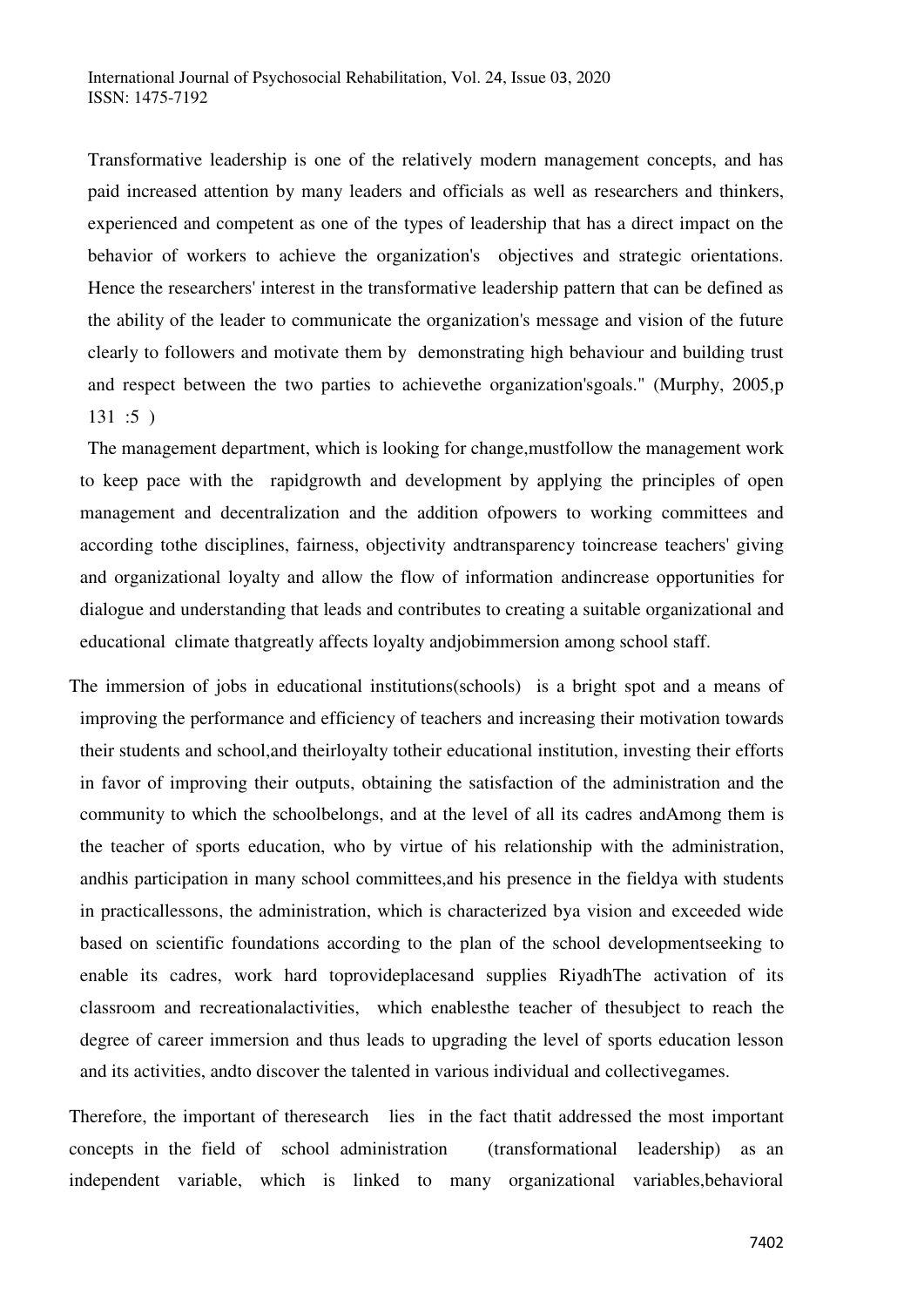Transformative leadership is one of the relatively modern management concepts, and has paid increased attention by many leaders and officials as well as researchers and thinkers, experienced and competent as one of the types of leadership that has a direct impact on the behavior of workers to achieve the organization's objectives and strategic orientations. Hence the researchers' interest in the transformative leadership pattern that can be defined as the ability of the leader to communicate the organization's message and vision of the future clearly to followers and motivate them by demonstrating high behaviour and building trust and respect between the two parties to achievethe organization'sgoals." (Murphy, 2005,p 131 :5 )

The management department, which is looking for change,mustfollow the management work to keep pace with the rapidgrowth and development by applying the principles of open management and decentralization and the addition ofpowers to working committees and according tothe disciplines, fairness, objectivity andtransparency toincrease teachers' giving and organizational loyalty and allow the flow of information andincrease opportunities for dialogue and understanding that leads and contributes to creating a suitable organizational and educational climate thatgreatly affects loyalty andjobimmersion among school staff.

The immersion of jobs in educational institutions(schools) is a bright spot and a means of improving the performance and efficiency of teachers and increasing their motivation towards their students and school,and theirloyalty totheir educational institution, investing their efforts in favor of improving their outputs, obtaining the satisfaction of the administration and the community to which the schoolbelongs, and at the level of all its cadres andAmong them is the teacher of sports education, who by virtue of his relationship with the administration, andhis participation in many school committees,and his presence in the fieldya with students in practicallessons, the administration, which is characterized bya vision and exceeded wide based on scientific foundations according to the plan of the school developmentseeking to enable its cadres, work hard toprovideplacesand supplies RiyadhThe activation of its classroom and recreationalactivities, which enablesthe teacher of thesubject to reach the degree of career immersion and thus leads to upgrading the level of sports education lesson and its activities, andto discover the talented in various individual and collectivegames.

Therefore, the important of theresearch lies in the fact thatit addressed the most important concepts in the field of school administration (transformational leadership) as an independent variable, which is linked to many organizational variables,behavioral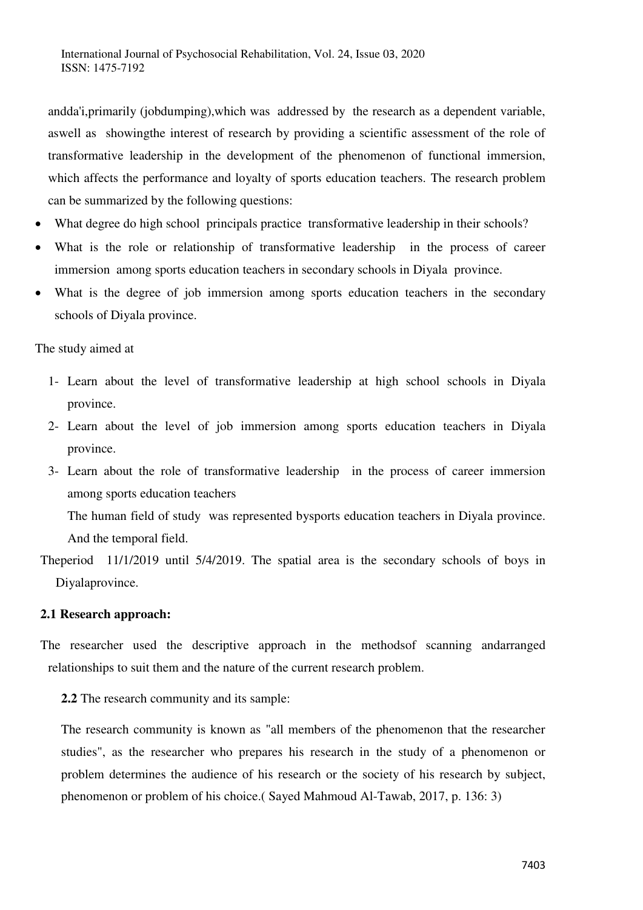andda'i,primarily (jobdumping),which was addressed by the research as a dependent variable, aswell as showingthe interest of research by providing a scientific assessment of the role of transformative leadership in the development of the phenomenon of functional immersion, which affects the performance and loyalty of sports education teachers. The research problem can be summarized by the following questions:

- What degree do high school principals practice transformative leadership in their schools?
- What is the role or relationship of transformative leadership in the process of career immersion among sports education teachers in secondary schools in Diyala province.
- What is the degree of job immersion among sports education teachers in the secondary schools of Diyala province.

The study aimed at

1- Learn about the level of transformative leadership at high school schools in Diyala province.
2- Learn about the level of job immersion among sports education teachers in Diyala province.
3- Learn about the role of transformative leadership in the process of career immersion among sports education teachers

   The human field of study was represented bysports education teachers in Diyala province. And the temporal field.

Theperiod 11/1/2019 until 5/4/2019. The spatial area is the secondary schools of boys in Diyalaprovince.

**2.1 Research approach:**

The researcher used the descriptive approach in the methodsof scanning andarranged relationships to suit them and the nature of the current research problem.

**2.2** The research community and its sample:

The research community is known as "all members of the phenomenon that the researcher studies", as the researcher who prepares his research in the study of a phenomenon or problem determines the audience of his research or the society of his research by subject, phenomenon or problem of his choice.( Sayed Mahmoud Al-Tawab, 2017, p. 136: 3)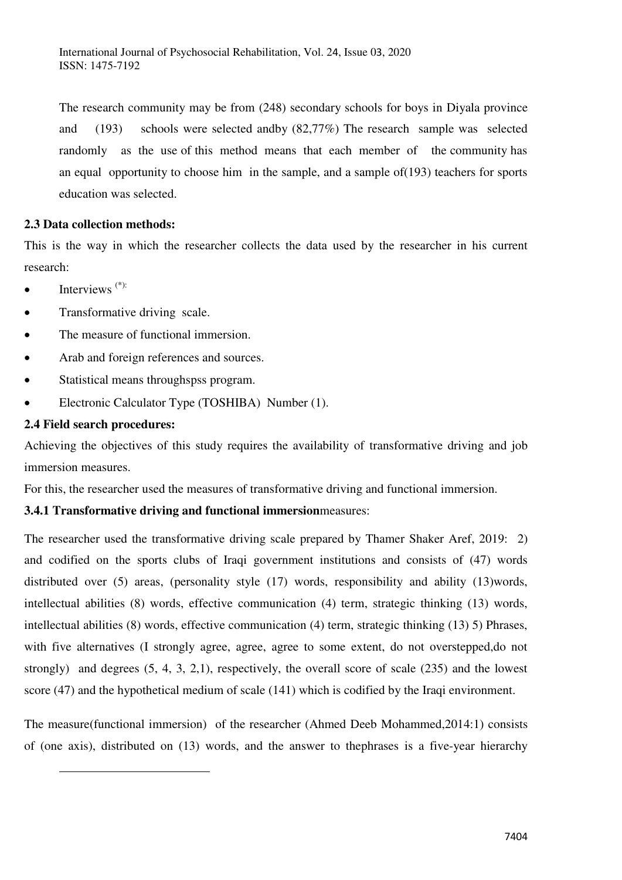The research community may be from (248) secondary schools for boys in Diyala province and (193) schools were selected andby (82,77%) The research sample was selected randomly as the use of this method means that each member of the community has an equal opportunity to choose him in the sample, and a sample of(193) teachers for sports education was selected.

**2.3 Data collection methods:**

This is the way in which the researcher collects the data used by the researcher in his current research:

- Interviews [(*)]:
- Transformative driving scale.
- The measure of functional immersion.
- Arab and foreign references and sources.
- Statistical means throughspss program.
- Electronic Calculator Type (TOSHIBA) Number (1).

**2.4 Field search procedures:**

Achieving the objectives of this study requires the availability of transformative driving and job immersion measures.

For this, the researcher used the measures of transformative driving and functional immersion.

**3.4.1 Transformative driving and functional immersion**measures:

The researcher used the transformative driving scale prepared by Thamer Shaker Aref, 2019: 2) and codified on the sports clubs of Iraqi government institutions and consists of (47) words distributed over (5) areas, (personality style (17) words, responsibility and ability (13)words, intellectual abilities (8) words, effective communication (4) term, strategic thinking (13) words, intellectual abilities (8) words, effective communication (4) term, strategic thinking (13) 5) Phrases, with five alternatives (I strongly agree, agree, agree to some extent, do not overstepped,do not strongly) and degrees (5, 4, 3, 2,1), respectively, the overall score of scale (235) and the lowest score (47) and the hypothetical medium of scale (141) which is codified by the Iraqi environment.

The measure(functional immersion) of the researcher (Ahmed Deeb Mohammed,2014:1) consists of (one axis), distributed on (13) words, and the answer to thephrases is a five-year hierarchy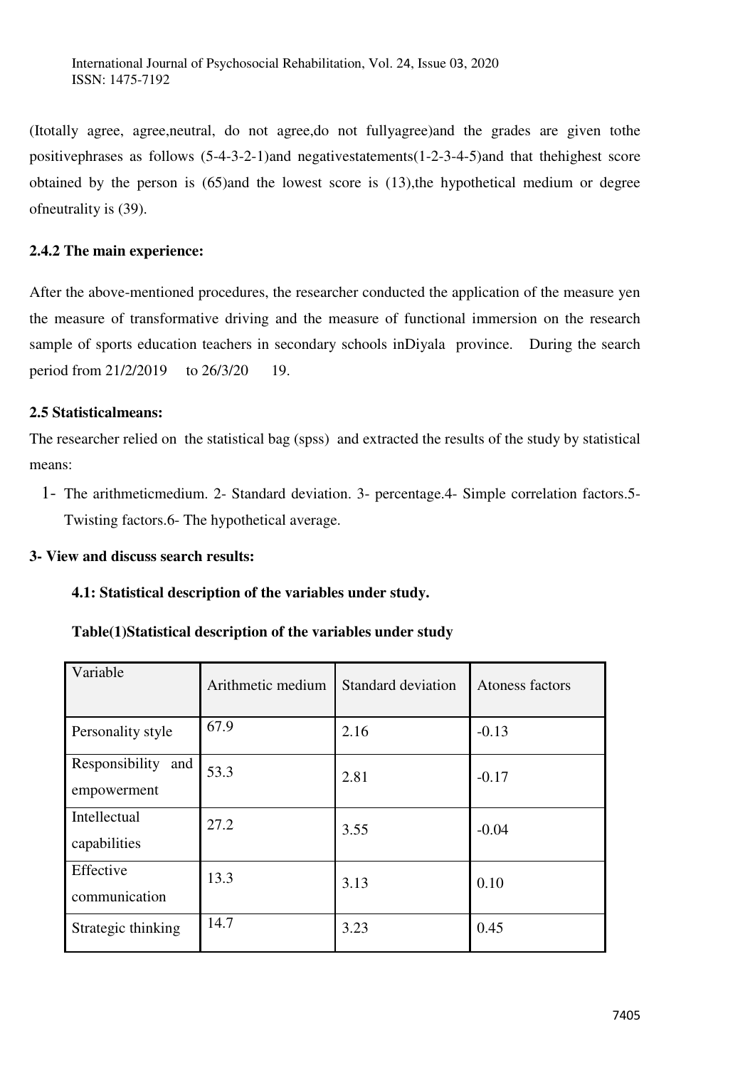(Itotally agree, agree,neutral, do not agree,do not fullyagree)and the grades are given tothe positivephrases as follows (5-4-3-2-1)and negativestatements(1-2-3-4-5)and that thehighest score obtained by the person is (65)and the lowest score is (13),the hypothetical medium or degree ofneutrality is (39).

### 2.4.2 The main experience:

After the above-mentioned procedures, the researcher conducted the application of the measure yen the measure of transformative driving and the measure of functional immersion on the research sample of sports education teachers in secondary schools inDiyala province. During the search period from 21/2/2019 to 26/3/20 19.

### 2.5 Statisticalmeans:

The researcher relied on the statistical bag (spss) and extracted the results of the study by statistical means:

1- The arithmeticmedium. 2- Standard deviation. 3- percentage.4- Simple correlation factors.5- Twisting factors.6- The hypothetical average.

## 3- View and discuss search results:

### 4.1: Statistical description of the variables under study.

**Table(1)Statistical description of the variables under study**

| Variable | Arithmetic medium | Standard deviation | Atoness factors |
|---|---|---|---|
| Personality style | 67.9 | 2.16 | -0.13 |
| Responsibility and empowerment | 53.3 | 2.81 | -0.17 |
| Intellectual capabilities | 27.2 | 3.55 | -0.04 |
| Effective communication | 13.3 | 3.13 | 0.10 |
| Strategic thinking | 14.7 | 3.23 | 0.45 |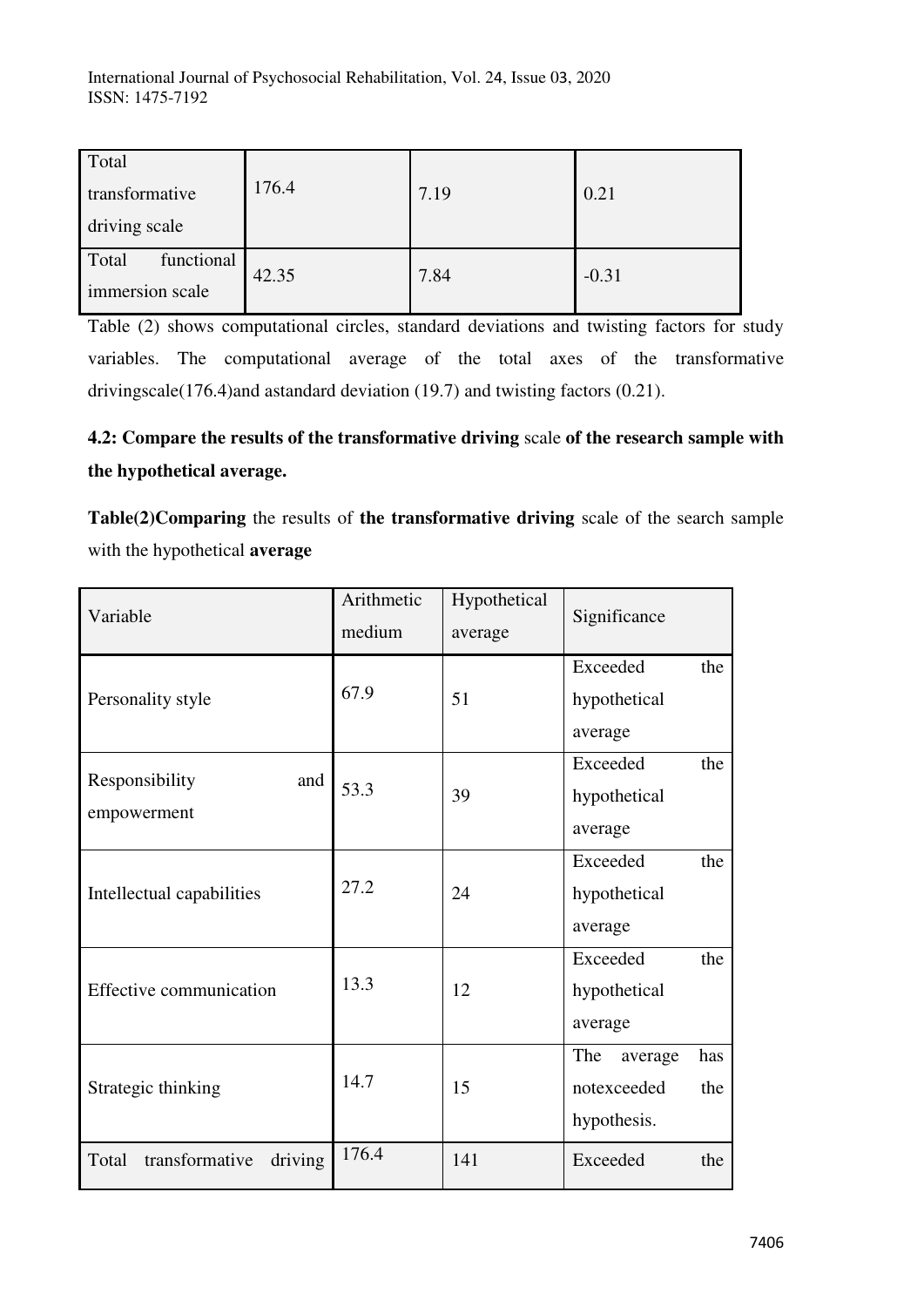| Total transformative driving scale | 176.4 | 7.19 | 0.21 |
|---|---|---|---|
| Total functional immersion scale | 42.35 | 7.84 | -0.31 |

Table (2) shows computational circles, standard deviations and twisting factors for study variables. The computational average of the total axes of the transformative drivingscale(176.4)and astandard deviation (19.7) and twisting factors (0.21).

## 4.2: Compare the results of the transformative driving scale of the research sample with the hypothetical average.

**Table(2)Comparing** the results of **the transformative driving** scale of the search sample with the hypothetical **average**

| Variable | Arithmetic medium | Hypothetical average | Significance |
|---|---|---|---|
| Personality style | 67.9 | 51 | Exceeded the hypothetical average |
| Responsibility and empowerment | 53.3 | 39 | Exceeded the hypothetical average |
| Intellectual capabilities | 27.2 | 24 | Exceeded the hypothetical average |
| Effective communication | 13.3 | 12 | Exceeded the hypothetical average |
| Strategic thinking | 14.7 | 15 | The average has notexceeded the hypothesis. |
| Total transformative driving | 176.4 | 141 | Exceeded the |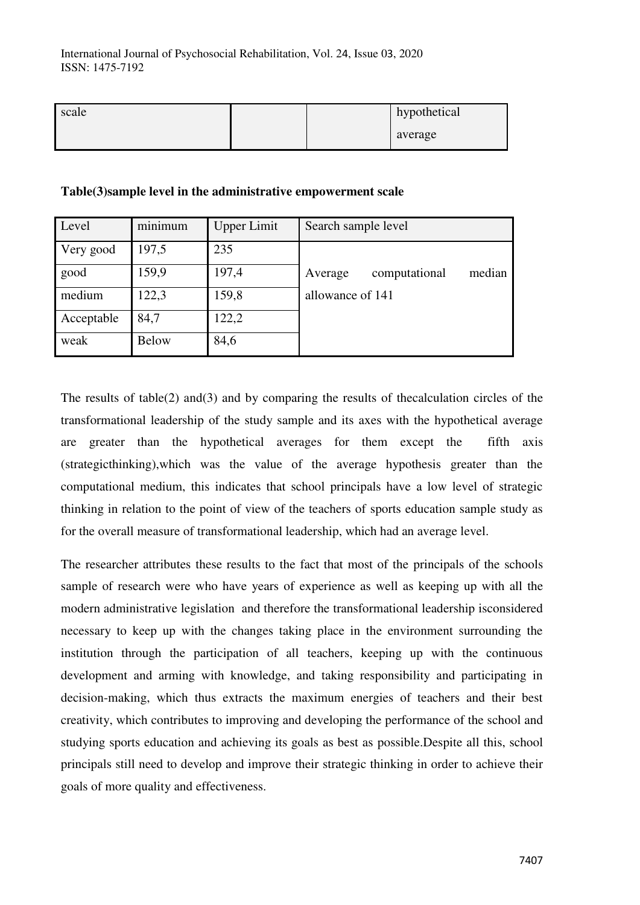| scale | | | hypothetical average |
|---|---|---|---|

**Table(3)sample level in the administrative empowerment scale**

| Level | minimum | Upper Limit | Search sample level |
|---|---|---|---|
| Very good | 197,5 | 235 | Average computational median allowance of 141 |
| good | 159,9 | 197,4 | |
| medium | 122,3 | 159,8 | |
| Acceptable | 84,7 | 122,2 | |
| weak | Below | 84,6 | |

The results of table(2) and(3) and by comparing the results of thecalculation circles of the transformational leadership of the study sample and its axes with the hypothetical average are greater than the hypothetical averages for them except the fifth axis (strategicthinking),which was the value of the average hypothesis greater than the computational medium, this indicates that school principals have a low level of strategic thinking in relation to the point of view of the teachers of sports education sample study as for the overall measure of transformational leadership, which had an average level.

The researcher attributes these results to the fact that most of the principals of the schools sample of research were who have years of experience as well as keeping up with all the modern administrative legislation and therefore the transformational leadership isconsidered necessary to keep up with the changes taking place in the environment surrounding the institution through the participation of all teachers, keeping up with the continuous development and arming with knowledge, and taking responsibility and participating in decision-making, which thus extracts the maximum energies of teachers and their best creativity, which contributes to improving and developing the performance of the school and studying sports education and achieving its goals as best as possible.Despite all this, school principals still need to develop and improve their strategic thinking in order to achieve their goals of more quality and effectiveness.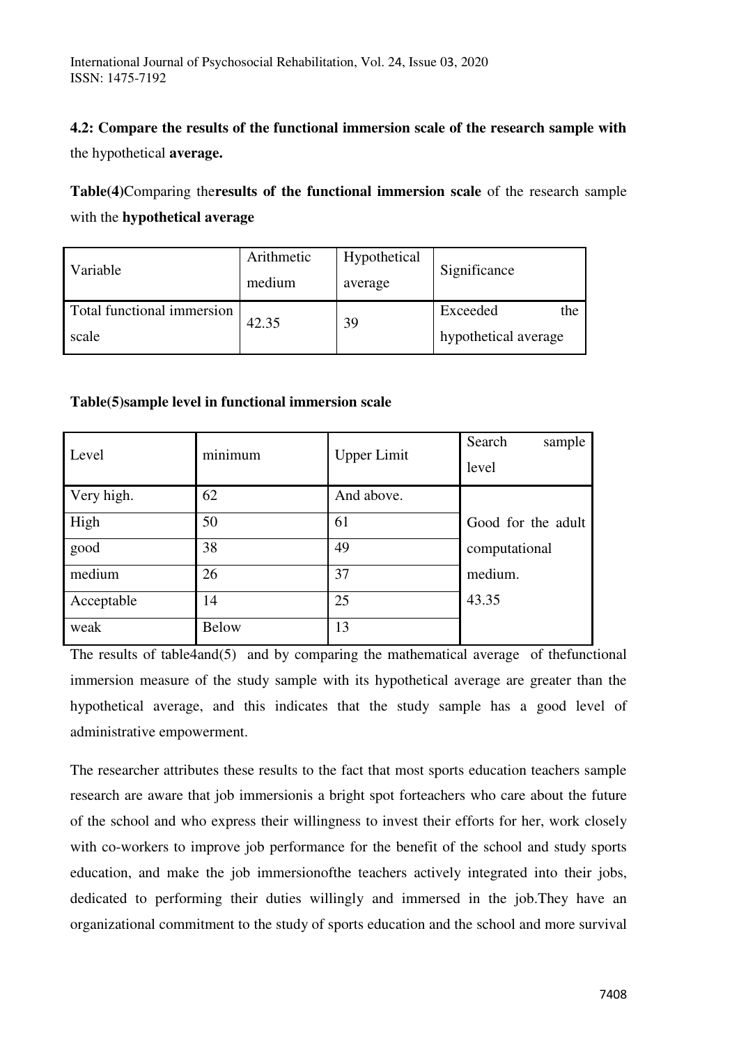**4.2: Compare the results of the functional immersion scale of the research sample with** the hypothetical **average.**

**Table(4)**Comparing the**results of the functional immersion scale** of the research sample with the **hypothetical average**

| Variable | Arithmetic medium | Hypothetical average | Significance |
|---|---|---|---|
| Total functional immersion scale | 42.35 | 39 | Exceeded the hypothetical average |

**Table(5)sample level in functional immersion scale**

| Level | minimum | Upper Limit | Search sample level |
|---|---|---|---|
| Very high. | 62 | And above. | Good for the adult computational medium. 43.35 |
| High | 50 | 61 | |
| good | 38 | 49 | |
| medium | 26 | 37 | |
| Acceptable | 14 | 25 | |
| weak | Below | 13 | |

The results of table4and(5) and by comparing the mathematical average of thefunctional immersion measure of the study sample with its hypothetical average are greater than the hypothetical average, and this indicates that the study sample has a good level of administrative empowerment.

The researcher attributes these results to the fact that most sports education teachers sample research are aware that job immersionis a bright spot forteachers who care about the future of the school and who express their willingness to invest their efforts for her, work closely with co-workers to improve job performance for the benefit of the school and study sports education, and make the job immersionofthe teachers actively integrated into their jobs, dedicated to performing their duties willingly and immersed in the job.They have an organizational commitment to the study of sports education and the school and more survival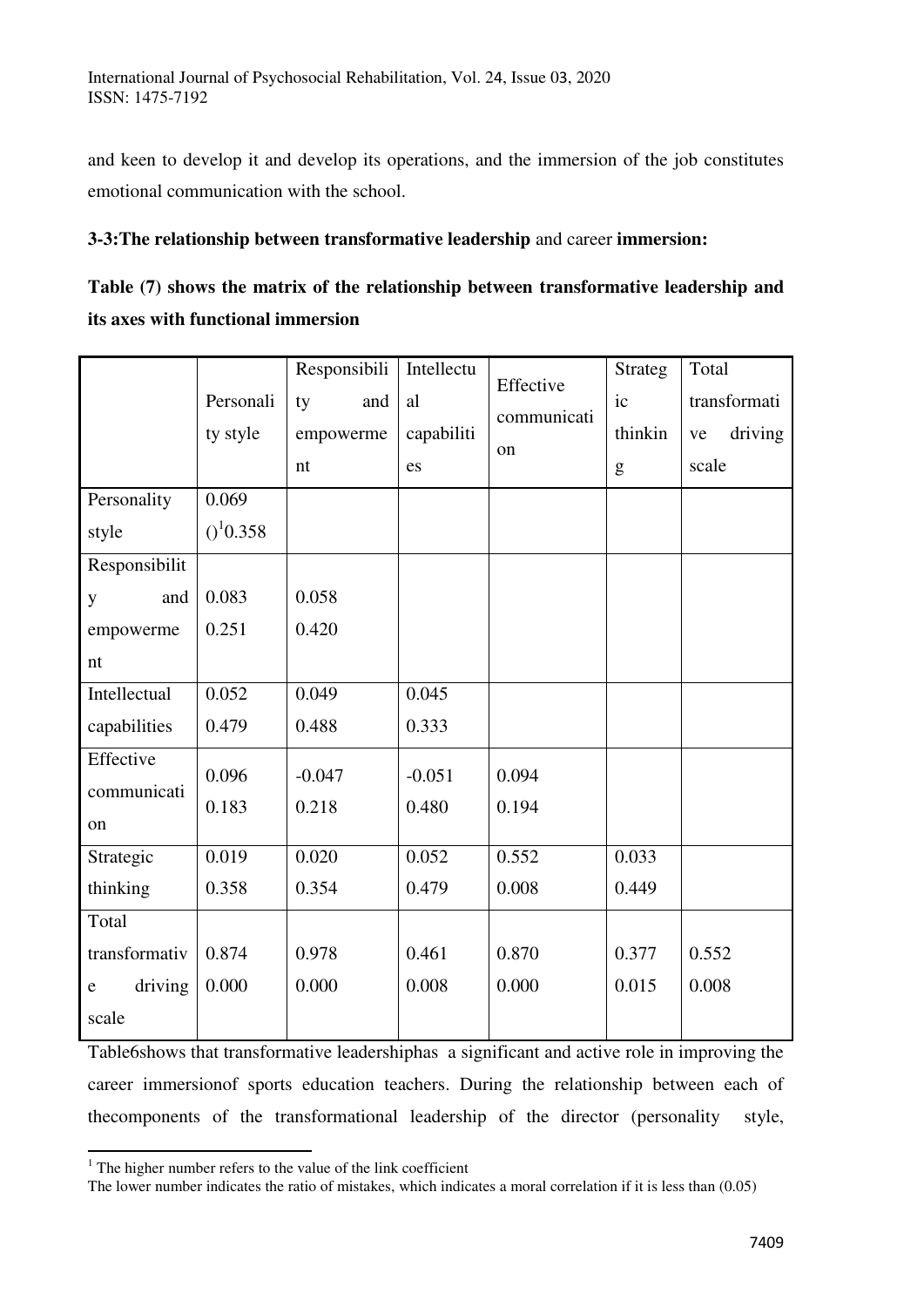and keen to develop it and develop its operations, and the immersion of the job constitutes emotional communication with the school.

**3-3:The relationship between transformative leadership** and career **immersion:**

**Table (7) shows the matrix of the relationship between transformative leadership and its axes with functional immersion**

| | Personality style | Responsibility and empowerment | Intellectual capabilities | Effective communication | Strategic thinking | Total transformative driving scale |
|---|---|---|---|---|---|---|
| Personality style | 0.069<br>()[1]0.358 | | | | | |
| Responsibility and empowerment | 0.083<br>0.251 | 0.058<br>0.420 | | | | |
| Intellectual capabilities | 0.052<br>0.479 | 0.049<br>0.488 | 0.045<br>0.333 | | | |
| Effective communication | 0.096<br>0.183 | -0.047<br>0.218 | -0.051<br>0.480 | 0.094<br>0.194 | | |
| Strategic thinking | 0.019<br>0.358 | 0.020<br>0.354 | 0.052<br>0.479 | 0.552<br>0.008 | 0.033<br>0.449 | |
| Total transformative driving scale | 0.874<br>0.000 | 0.978<br>0.000 | 0.461<br>0.008 | 0.870<br>0.000 | 0.377<br>0.015 | 0.552<br>0.008 |

Table6shows that transformative leadershiphas a significant and active role in improving the career immersionof sports education teachers. During the relationship between each of thecomponents of the transformational leadership of the director (personality style,

[1] The higher number refers to the value of the link coefficient

The lower number indicates the ratio of mistakes, which indicates a moral correlation if it is less than (0.05)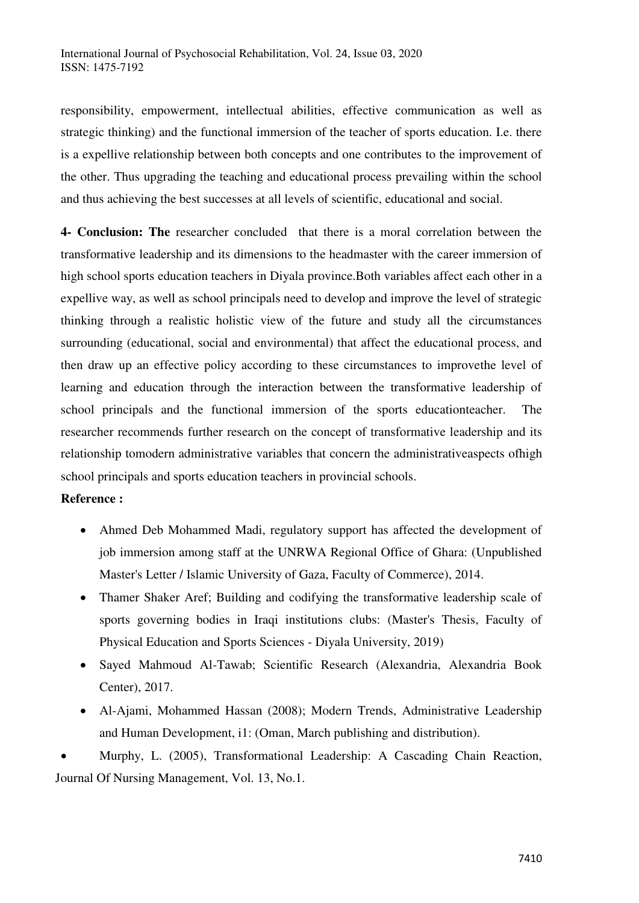responsibility, empowerment, intellectual abilities, effective communication as well as strategic thinking) and the functional immersion of the teacher of sports education. I.e. there is a expellive relationship between both concepts and one contributes to the improvement of the other. Thus upgrading the teaching and educational process prevailing within the school and thus achieving the best successes at all levels of scientific, educational and social.

**4- Conclusion: The** researcher concluded that there is a moral correlation between the transformative leadership and its dimensions to the headmaster with the career immersion of high school sports education teachers in Diyala province.Both variables affect each other in a expellive way, as well as school principals need to develop and improve the level of strategic thinking through a realistic holistic view of the future and study all the circumstances surrounding (educational, social and environmental) that affect the educational process, and then draw up an effective policy according to these circumstances to improvethe level of learning and education through the interaction between the transformative leadership of school principals and the functional immersion of the sports educationteacher. The researcher recommends further research on the concept of transformative leadership and its relationship tomodern administrative variables that concern the administrativeaspects ofhigh school principals and sports education teachers in provincial schools.

**Reference :**

- Ahmed Deb Mohammed Madi, regulatory support has affected the development of job immersion among staff at the UNRWA Regional Office of Ghara: (Unpublished Master's Letter / Islamic University of Gaza, Faculty of Commerce), 2014.
- Thamer Shaker Aref; Building and codifying the transformative leadership scale of sports governing bodies in Iraqi institutions clubs: (Master's Thesis, Faculty of Physical Education and Sports Sciences - Diyala University, 2019)
- Sayed Mahmoud Al-Tawab; Scientific Research (Alexandria, Alexandria Book Center), 2017.
- Al-Ajami, Mohammed Hassan (2008); Modern Trends, Administrative Leadership and Human Development, i1: (Oman, March publishing and distribution).
- Murphy, L. (2005), Transformational Leadership: A Cascading Chain Reaction, Journal Of Nursing Management, Vol. 13, No.1.